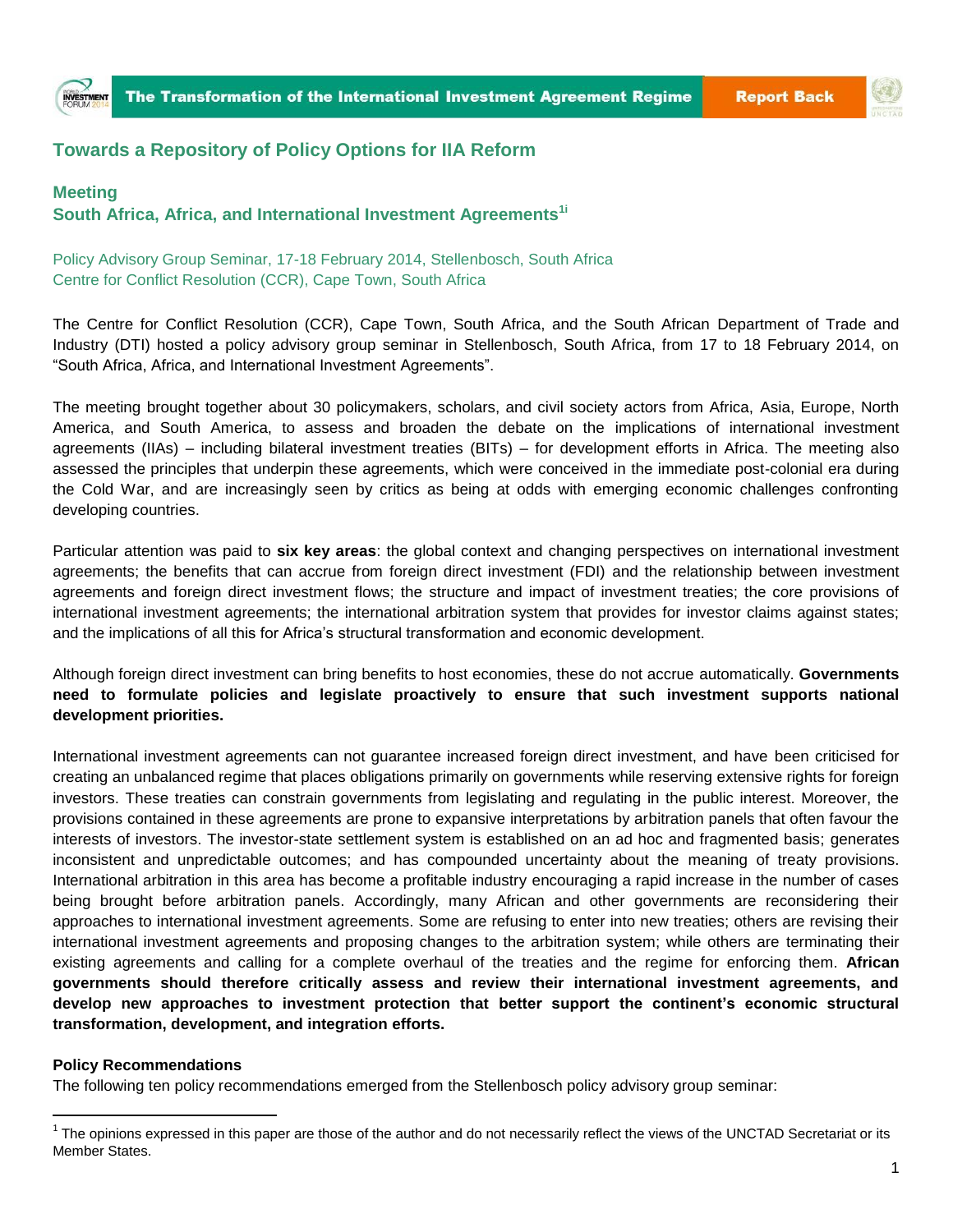# Towards a Repository of Policy Options for IIA Reform

## Meeting
## South Africa, Africa, and International Investment Agreements[1i]

Policy Advisory Group Seminar, 17-18 February 2014, Stellenbosch, South Africa
Centre for Conflict Resolution (CCR), Cape Town, South Africa

The Centre for Conflict Resolution (CCR), Cape Town, South Africa, and the South African Department of Trade and Industry (DTI) hosted a policy advisory group seminar in Stellenbosch, South Africa, from 17 to 18 February 2014, on "South Africa, Africa, and International Investment Agreements".

The meeting brought together about 30 policymakers, scholars, and civil society actors from Africa, Asia, Europe, North America, and South America, to assess and broaden the debate on the implications of international investment agreements (IIAs) – including bilateral investment treaties (BITs) – for development efforts in Africa. The meeting also assessed the principles that underpin these agreements, which were conceived in the immediate post-colonial era during the Cold War, and are increasingly seen by critics as being at odds with emerging economic challenges confronting developing countries.

Particular attention was paid to **six key areas**: the global context and changing perspectives on international investment agreements; the benefits that can accrue from foreign direct investment (FDI) and the relationship between investment agreements and foreign direct investment flows; the structure and impact of investment treaties; the core provisions of international investment agreements; the international arbitration system that provides for investor claims against states; and the implications of all this for Africa's structural transformation and economic development.

Although foreign direct investment can bring benefits to host economies, these do not accrue automatically. **Governments need to formulate policies and legislate proactively to ensure that such investment supports national development priorities.**

International investment agreements can not guarantee increased foreign direct investment, and have been criticised for creating an unbalanced regime that places obligations primarily on governments while reserving extensive rights for foreign investors. These treaties can constrain governments from legislating and regulating in the public interest. Moreover, the provisions contained in these agreements are prone to expansive interpretations by arbitration panels that often favour the interests of investors. The investor-state settlement system is established on an ad hoc and fragmented basis; generates inconsistent and unpredictable outcomes; and has compounded uncertainty about the meaning of treaty provisions. International arbitration in this area has become a profitable industry encouraging a rapid increase in the number of cases being brought before arbitration panels. Accordingly, many African and other governments are reconsidering their approaches to international investment agreements. Some are refusing to enter into new treaties; others are revising their international investment agreements and proposing changes to the arbitration system; while others are terminating their existing agreements and calling for a complete overhaul of the treaties and the regime for enforcing them. **African governments should therefore critically assess and review their international investment agreements, and develop new approaches to investment protection that better support the continent's economic structural transformation, development, and integration efforts.**

**Policy Recommendations**

The following ten policy recommendations emerged from the Stellenbosch policy advisory group seminar:

[1] The opinions expressed in this paper are those of the author and do not necessarily reflect the views of the UNCTAD Secretariat or its Member States.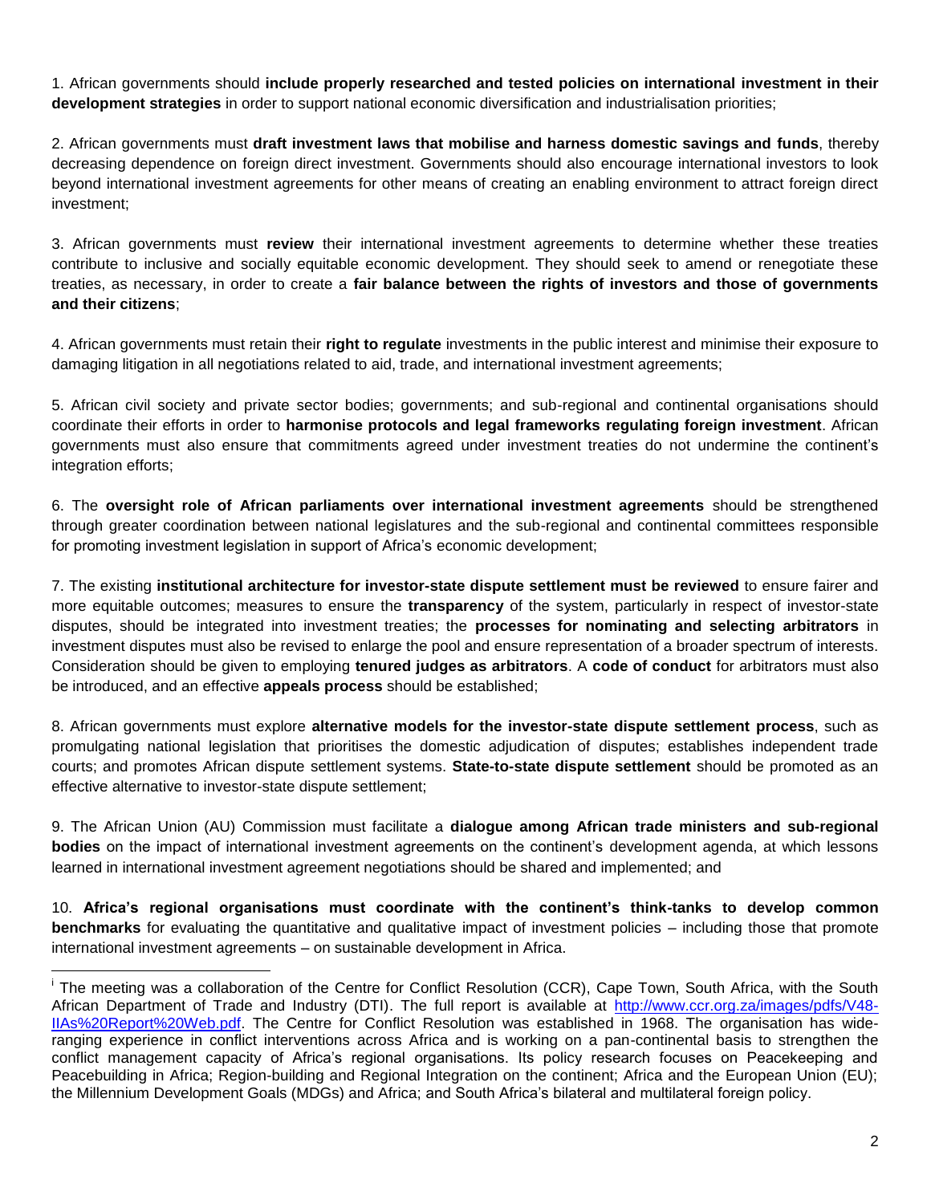1. African governments should **include properly researched and tested policies on international investment in their development strategies** in order to support national economic diversification and industrialisation priorities;

2. African governments must **draft investment laws that mobilise and harness domestic savings and funds**, thereby decreasing dependence on foreign direct investment. Governments should also encourage international investors to look beyond international investment agreements for other means of creating an enabling environment to attract foreign direct investment;

3. African governments must **review** their international investment agreements to determine whether these treaties contribute to inclusive and socially equitable economic development. They should seek to amend or renegotiate these treaties, as necessary, in order to create a **fair balance between the rights of investors and those of governments and their citizens**;

4. African governments must retain their **right to regulate** investments in the public interest and minimise their exposure to damaging litigation in all negotiations related to aid, trade, and international investment agreements;

5. African civil society and private sector bodies; governments; and sub-regional and continental organisations should coordinate their efforts in order to **harmonise protocols and legal frameworks regulating foreign investment**. African governments must also ensure that commitments agreed under investment treaties do not undermine the continent's integration efforts;

6. The **oversight role of African parliaments over international investment agreements** should be strengthened through greater coordination between national legislatures and the sub-regional and continental committees responsible for promoting investment legislation in support of Africa's economic development;

7. The existing **institutional architecture for investor-state dispute settlement must be reviewed** to ensure fairer and more equitable outcomes; measures to ensure the **transparency** of the system, particularly in respect of investor-state disputes, should be integrated into investment treaties; the **processes for nominating and selecting arbitrators** in investment disputes must also be revised to enlarge the pool and ensure representation of a broader spectrum of interests. Consideration should be given to employing **tenured judges as arbitrators**. A **code of conduct** for arbitrators must also be introduced, and an effective **appeals process** should be established;

8. African governments must explore **alternative models for the investor-state dispute settlement process**, such as promulgating national legislation that prioritises the domestic adjudication of disputes; establishes independent trade courts; and promotes African dispute settlement systems. **State-to-state dispute settlement** should be promoted as an effective alternative to investor-state dispute settlement;

9. The African Union (AU) Commission must facilitate a **dialogue among African trade ministers and sub-regional bodies** on the impact of international investment agreements on the continent's development agenda, at which lessons learned in international investment agreement negotiations should be shared and implemented; and

10. **Africa's regional organisations must coordinate with the continent's think-tanks to develop common benchmarks** for evaluating the quantitative and qualitative impact of investment policies – including those that promote international investment agreements – on sustainable development in Africa.

---

[i] The meeting was a collaboration of the Centre for Conflict Resolution (CCR), Cape Town, South Africa, with the South African Department of Trade and Industry (DTI). The full report is available at http://www.ccr.org.za/images/pdfs/V48-IIAs%20Report%20Web.pdf. The Centre for Conflict Resolution was established in 1968. The organisation has wide-ranging experience in conflict interventions across Africa and is working on a pan-continental basis to strengthen the conflict management capacity of Africa's regional organisations. Its policy research focuses on Peacekeeping and Peacebuilding in Africa; Region-building and Regional Integration on the continent; Africa and the European Union (EU); the Millennium Development Goals (MDGs) and Africa; and South Africa's bilateral and multilateral foreign policy.